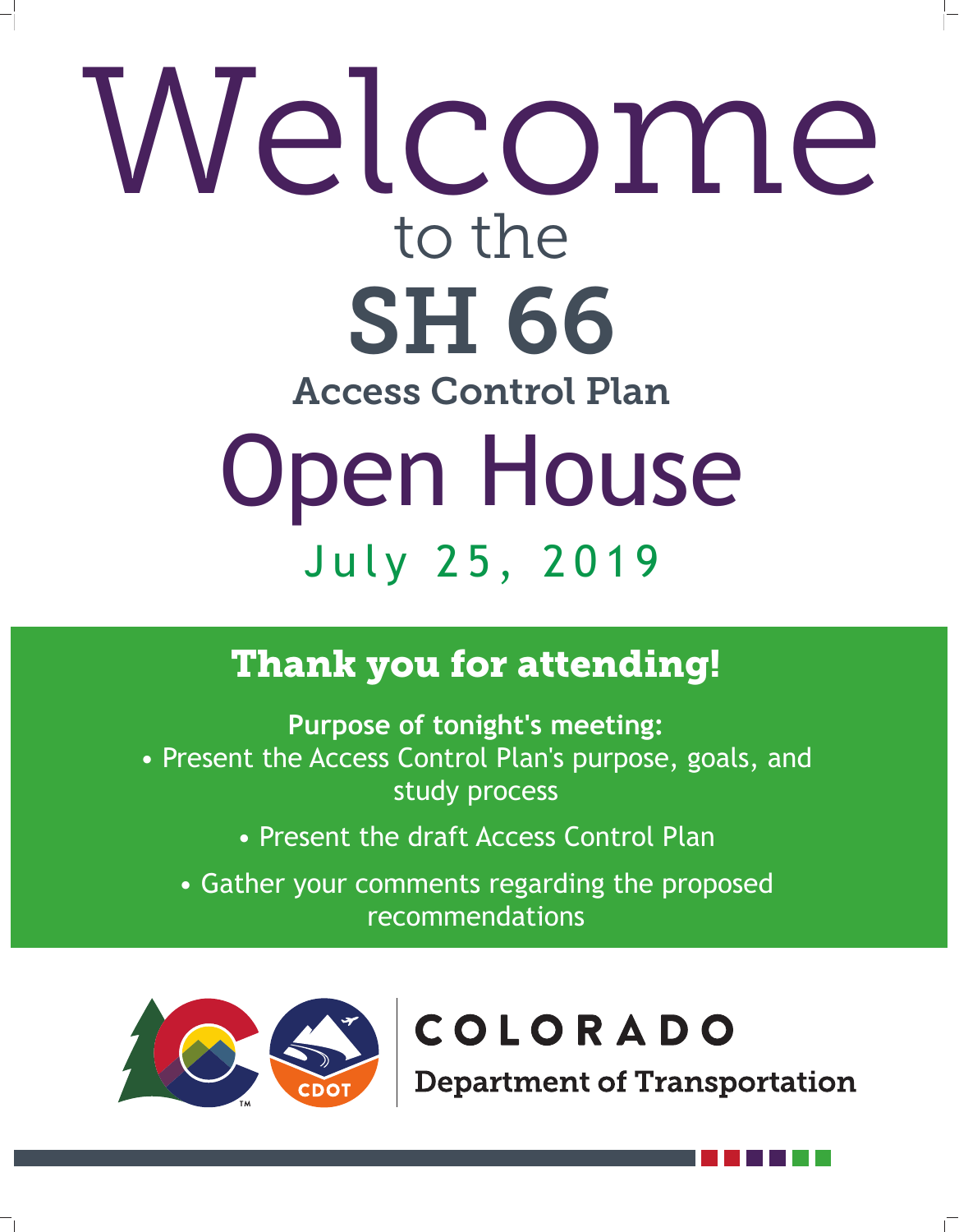# Welcome

to the

# SH 66

## Access Control Plan

# Open House

July 25, 2019

## Thank you for attending!

**Purpose of tonight's meeting:**

- Present the Access Control Plan's purpose, goals, and study process
- Present the draft Access Control Plan
- Gather your comments regarding the proposed recommendations

COLORADO
Department of Transportation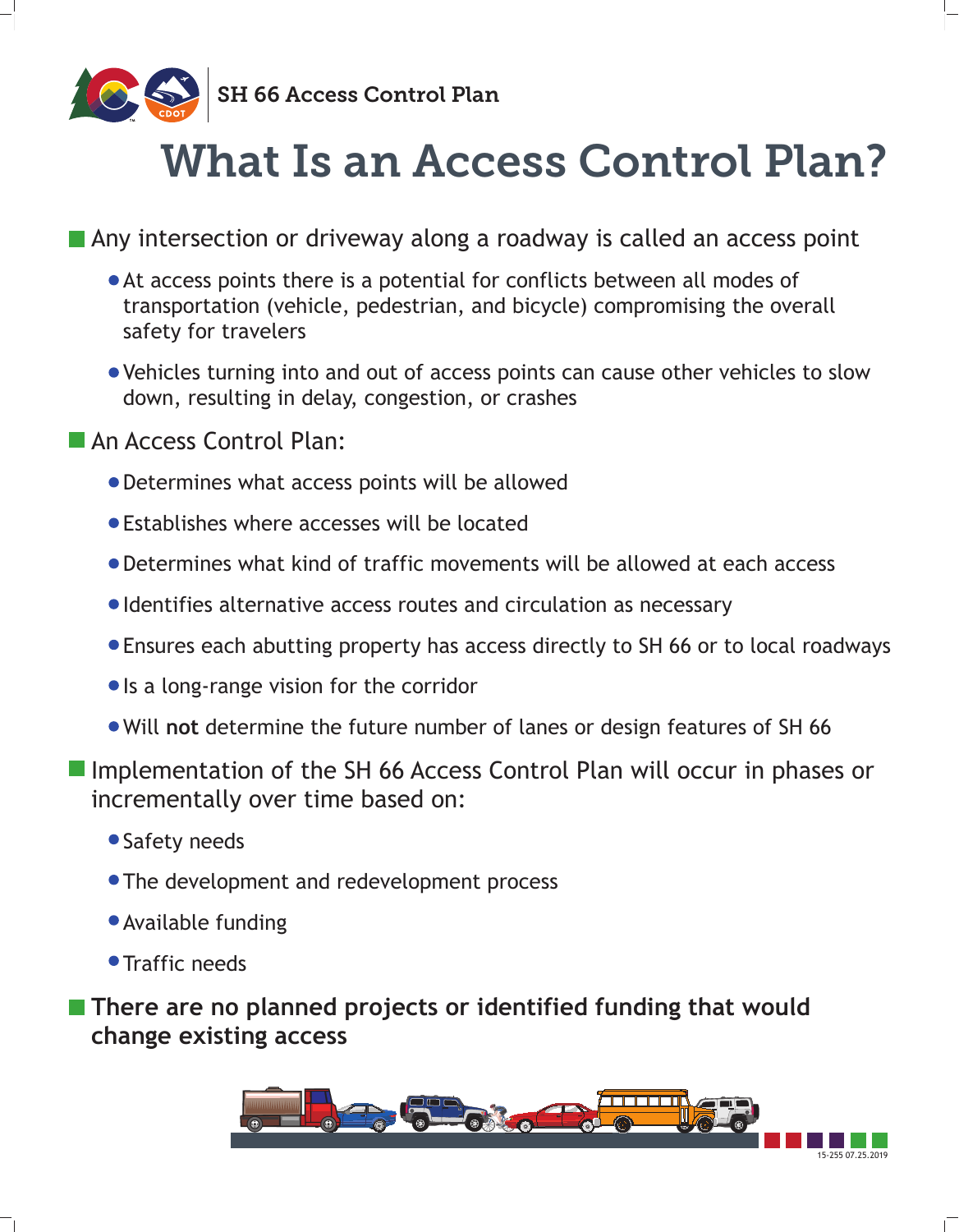SH 66 Access Control Plan

# What Is an Access Control Plan?

- Any intersection or driveway along a roadway is called an access point
  - At access points there is a potential for conflicts between all modes of transportation (vehicle, pedestrian, and bicycle) compromising the overall safety for travelers
  - Vehicles turning into and out of access points can cause other vehicles to slow down, resulting in delay, congestion, or crashes
- An Access Control Plan:
  - Determines what access points will be allowed
  - Establishes where accesses will be located
  - Determines what kind of traffic movements will be allowed at each access
  - Identifies alternative access routes and circulation as necessary
  - Ensures each abutting property has access directly to SH 66 or to local roadways
  - Is a long-range vision for the corridor
  - Will **not** determine the future number of lanes or design features of SH 66
- Implementation of the SH 66 Access Control Plan will occur in phases or incrementally over time based on:
  - Safety needs
  - The development and redevelopment process
  - Available funding
  - Traffic needs
- **There are no planned projects or identified funding that would change existing access**

15-255 07.25.2019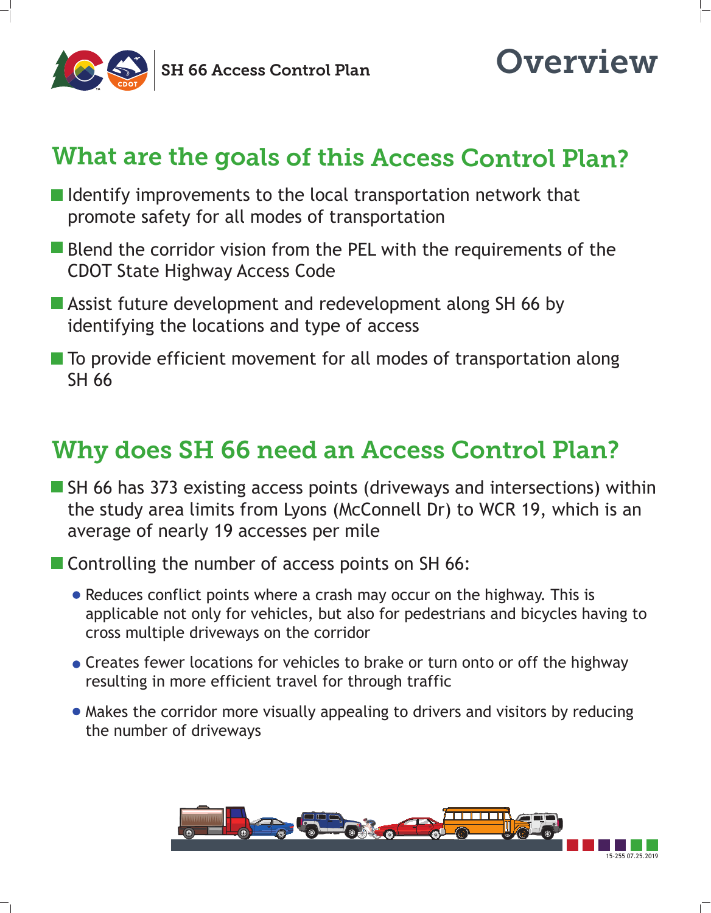SH 66 Access Control Plan

# Overview

## What are the goals of this Access Control Plan?

- Identify improvements to the local transportation network that promote safety for all modes of transportation
- Blend the corridor vision from the PEL with the requirements of the CDOT State Highway Access Code
- Assist future development and redevelopment along SH 66 by identifying the locations and type of access
- To provide efficient movement for all modes of transportation along SH 66

## Why does SH 66 need an Access Control Plan?

- SH 66 has 373 existing access points (driveways and intersections) within the study area limits from Lyons (McConnell Dr) to WCR 19, which is an average of nearly 19 accesses per mile
- Controlling the number of access points on SH 66:
  - Reduces conflict points where a crash may occur on the highway. This is applicable not only for vehicles, but also for pedestrians and bicycles having to cross multiple driveways on the corridor
  - Creates fewer locations for vehicles to brake or turn onto or off the highway resulting in more efficient travel for through traffic
  - Makes the corridor more visually appealing to drivers and visitors by reducing the number of driveways

15-255 07.25.2019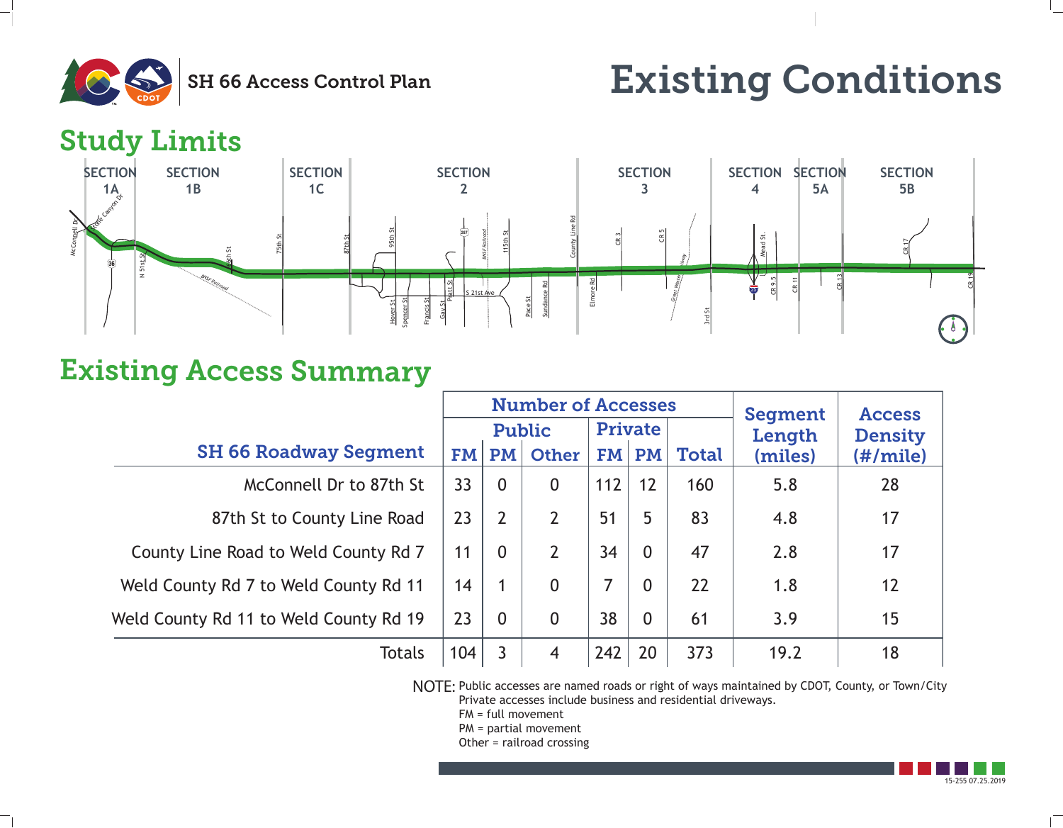SH 66 Access Control Plan

# Existing Conditions

## Study Limits

SECTION 1A | SECTION 1B | SECTION 1C | SECTION 2 | SECTION 3 | SECTION 4 | SECTION 5A | SECTION 5B

## Existing Access Summary

| SH 66 Roadway Segment | Number of Accesses | | | | | | Segment Length (miles) | Access Density (#/mile) |
|---|---|---|---|---|---|---|---|---|
| | Public | | | Private | | | | |
| | FM | PM | Other | FM | PM | Total | | |
| McConnell Dr to 87th St | 33 | 0 | 0 | 112 | 12 | 160 | 5.8 | 28 |
| 87th St to County Line Road | 23 | 2 | 2 | 51 | 5 | 83 | 4.8 | 17 |
| County Line Road to Weld County Rd 7 | 11 | 0 | 2 | 34 | 0 | 47 | 2.8 | 17 |
| Weld County Rd 7 to Weld County Rd 11 | 14 | 1 | 0 | 7 | 0 | 22 | 1.8 | 12 |
| Weld County Rd 11 to Weld County Rd 19 | 23 | 0 | 0 | 38 | 0 | 61 | 3.9 | 15 |
| Totals | 104 | 3 | 4 | 242 | 20 | 373 | 19.2 | 18 |

NOTE: Public accesses are named roads or right of ways maintained by CDOT, County, or Town/City
Private accesses include business and residential driveways.
FM = full movement
PM = partial movement
Other = railroad crossing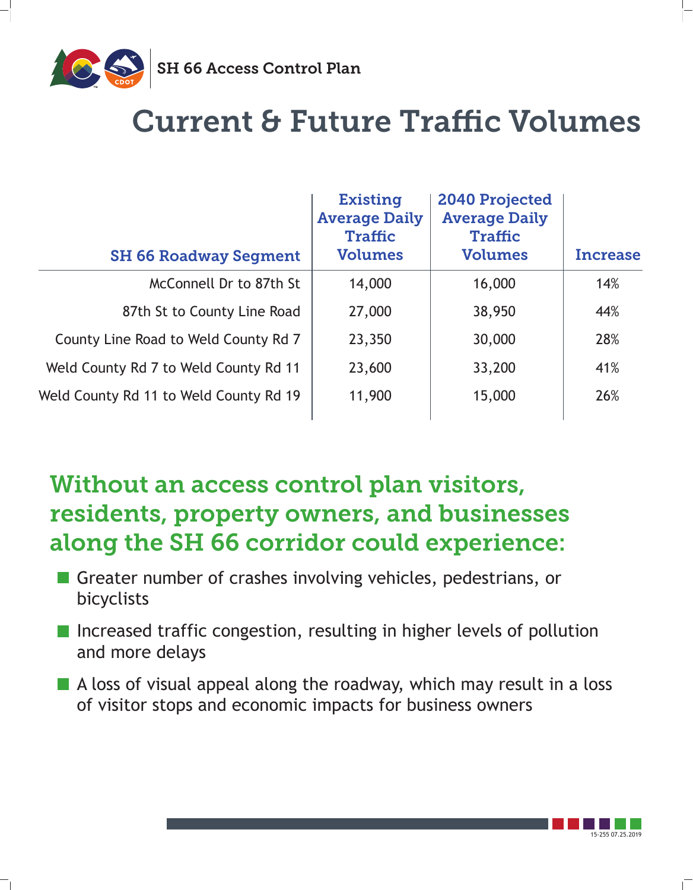SH 66 Access Control Plan

# Current & Future Traffic Volumes

| SH 66 Roadway Segment | Existing Average Daily Traffic Volumes | 2040 Projected Average Daily Traffic Volumes | Increase |
|---|---|---|---|
| McConnell Dr to 87th St | 14,000 | 16,000 | 14% |
| 87th St to County Line Road | 27,000 | 38,950 | 44% |
| County Line Road to Weld County Rd 7 | 23,350 | 30,000 | 28% |
| Weld County Rd 7 to Weld County Rd 11 | 23,600 | 33,200 | 41% |
| Weld County Rd 11 to Weld County Rd 19 | 11,900 | 15,000 | 26% |

## Without an access control plan visitors, residents, property owners, and businesses along the SH 66 corridor could experience:

- Greater number of crashes involving vehicles, pedestrians, or bicyclists
- Increased traffic congestion, resulting in higher levels of pollution and more delays
- A loss of visual appeal along the roadway, which may result in a loss of visitor stops and economic impacts for business owners

15-255 07.25.2019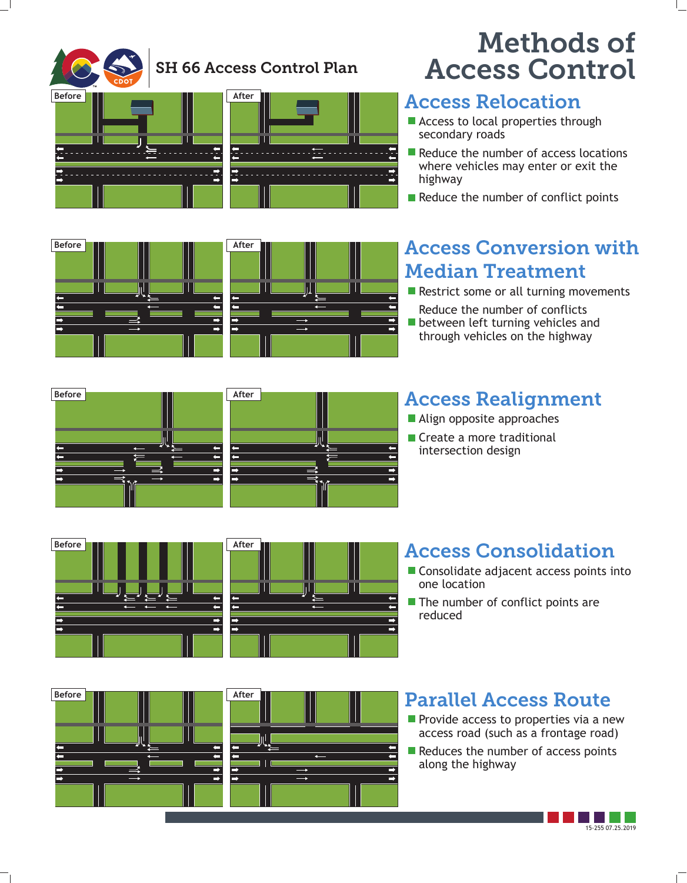SH 66 Access Control Plan

# Methods of Access Control

Before

After

## Access Relocation

- Access to local properties through secondary roads
- Reduce the number of access locations where vehicles may enter or exit the highway
- Reduce the number of conflict points

Before

After

## Access Conversion with Median Treatment

- Restrict some or all turning movements
- Reduce the number of conflicts between left turning vehicles and through vehicles on the highway

Before

After

## Access Realignment

- Align opposite approaches
- Create a more traditional intersection design

Before

After

## Access Consolidation

- Consolidate adjacent access points into one location
- The number of conflict points are reduced

Before

After

## Parallel Access Route

- Provide access to properties via a new access road (such as a frontage road)
- Reduces the number of access points along the highway

15-255 07.25.2019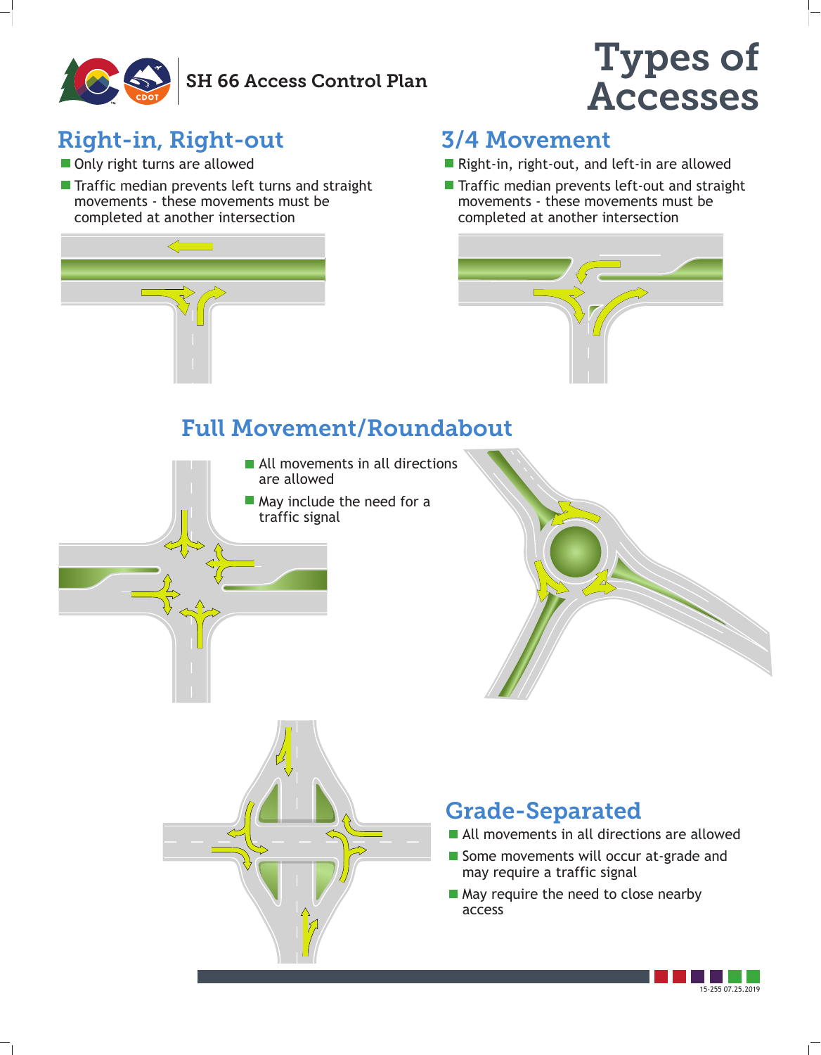SH 66 Access Control Plan

# Types of Accesses

## Right-in, Right-out

- Only right turns are allowed
- Traffic median prevents left turns and straight movements - these movements must be completed at another intersection

## 3/4 Movement

- Right-in, right-out, and left-in are allowed
- Traffic median prevents left-out and straight movements - these movements must be completed at another intersection

## Full Movement/Roundabout

- All movements in all directions are allowed
- May include the need for a traffic signal

## Grade-Separated

- All movements in all directions are allowed
- Some movements will occur at-grade and may require a traffic signal
- May require the need to close nearby access

15-255 07.25.2019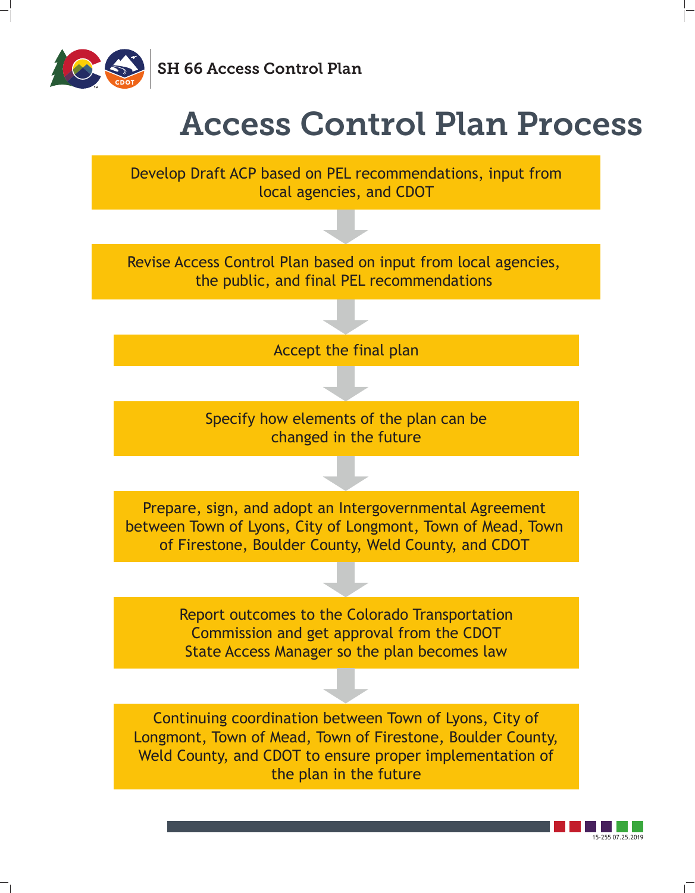SH 66 Access Control Plan

# Access Control Plan Process

Develop Draft ACP based on PEL recommendations, input from local agencies, and CDOT

↓

Revise Access Control Plan based on input from local agencies, the public, and final PEL recommendations

↓

Accept the final plan

↓

Specify how elements of the plan can be changed in the future

↓

Prepare, sign, and adopt an Intergovernmental Agreement between Town of Lyons, City of Longmont, Town of Mead, Town of Firestone, Boulder County, Weld County, and CDOT

↓

Report outcomes to the Colorado Transportation Commission and get approval from the CDOT State Access Manager so the plan becomes law

↓

Continuing coordination between Town of Lyons, City of Longmont, Town of Mead, Town of Firestone, Boulder County, Weld County, and CDOT to ensure proper implementation of the plan in the future

15-255 07.25.2019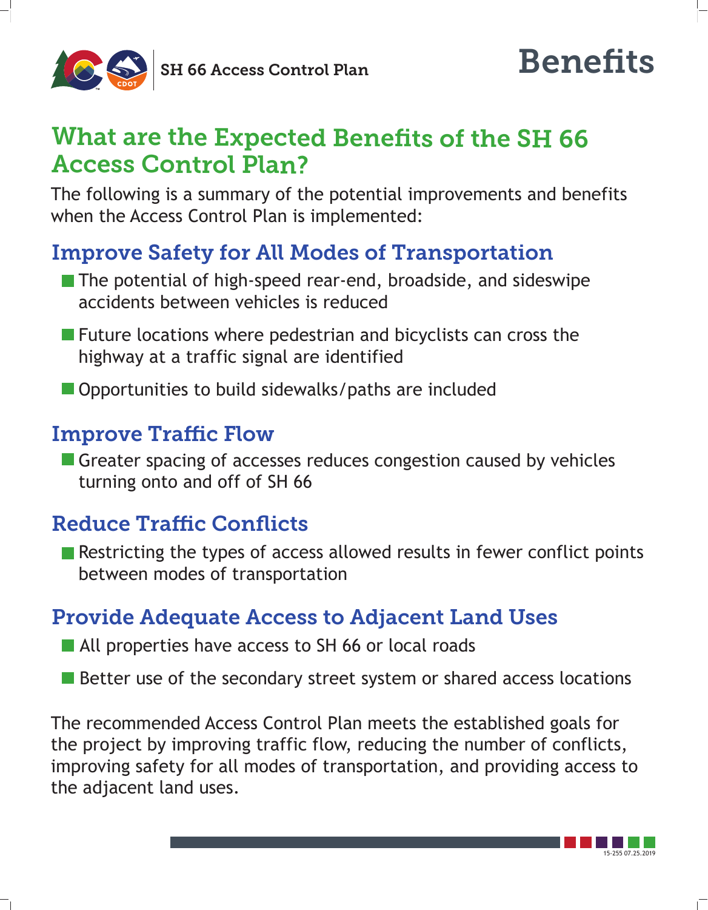SH 66 Access Control Plan

# Benefits

## What are the Expected Benefits of the SH 66 Access Control Plan?

The following is a summary of the potential improvements and benefits when the Access Control Plan is implemented:

### Improve Safety for All Modes of Transportation

- The potential of high-speed rear-end, broadside, and sideswipe accidents between vehicles is reduced
- Future locations where pedestrian and bicyclists can cross the highway at a traffic signal are identified
- Opportunities to build sidewalks/paths are included

### Improve Traffic Flow

- Greater spacing of accesses reduces congestion caused by vehicles turning onto and off of SH 66

### Reduce Traffic Conflicts

- Restricting the types of access allowed results in fewer conflict points between modes of transportation

### Provide Adequate Access to Adjacent Land Uses

- All properties have access to SH 66 or local roads
- Better use of the secondary street system or shared access locations

The recommended Access Control Plan meets the established goals for the project by improving traffic flow, reducing the number of conflicts, improving safety for all modes of transportation, and providing access to the adjacent land uses.

15-255 07.25.2019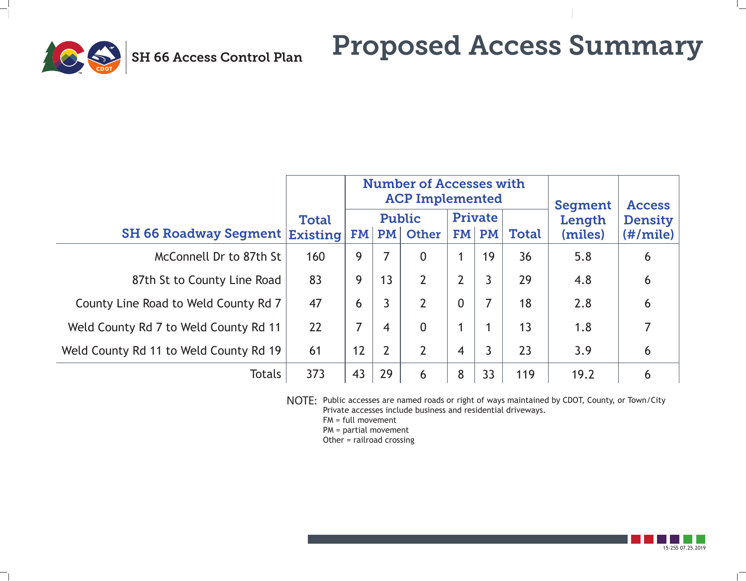SH 66 Access Control Plan

# Proposed Access Summary

| SH 66 Roadway Segment | Total Existing | Number of Accesses with ACP Implemented | | | | | | Segment Length (miles) | Access Density (#/mile) |
|---|---|---|---|---|---|---|---|---|---|
| | | Public | | | Private | | Total | | |
| | | FM | PM | Other | FM | PM | | | |
| McConnell Dr to 87th St | 160 | 9 | 7 | 0 | 1 | 19 | 36 | 5.8 | 6 |
| 87th St to County Line Road | 83 | 9 | 13 | 2 | 2 | 3 | 29 | 4.8 | 6 |
| County Line Road to Weld County Rd 7 | 47 | 6 | 3 | 2 | 0 | 7 | 18 | 2.8 | 6 |
| Weld County Rd 7 to Weld County Rd 11 | 22 | 7 | 4 | 0 | 1 | 1 | 13 | 1.8 | 7 |
| Weld County Rd 11 to Weld County Rd 19 | 61 | 12 | 2 | 2 | 4 | 3 | 23 | 3.9 | 6 |
| Totals | 373 | 43 | 29 | 6 | 8 | 33 | 119 | 19.2 | 6 |

NOTE: Public accesses are named roads or right of ways maintained by CDOT, County, or Town/City
Private accesses include business and residential driveways.
FM = full movement
PM = partial movement
Other = railroad crossing

15-255 07.25.2019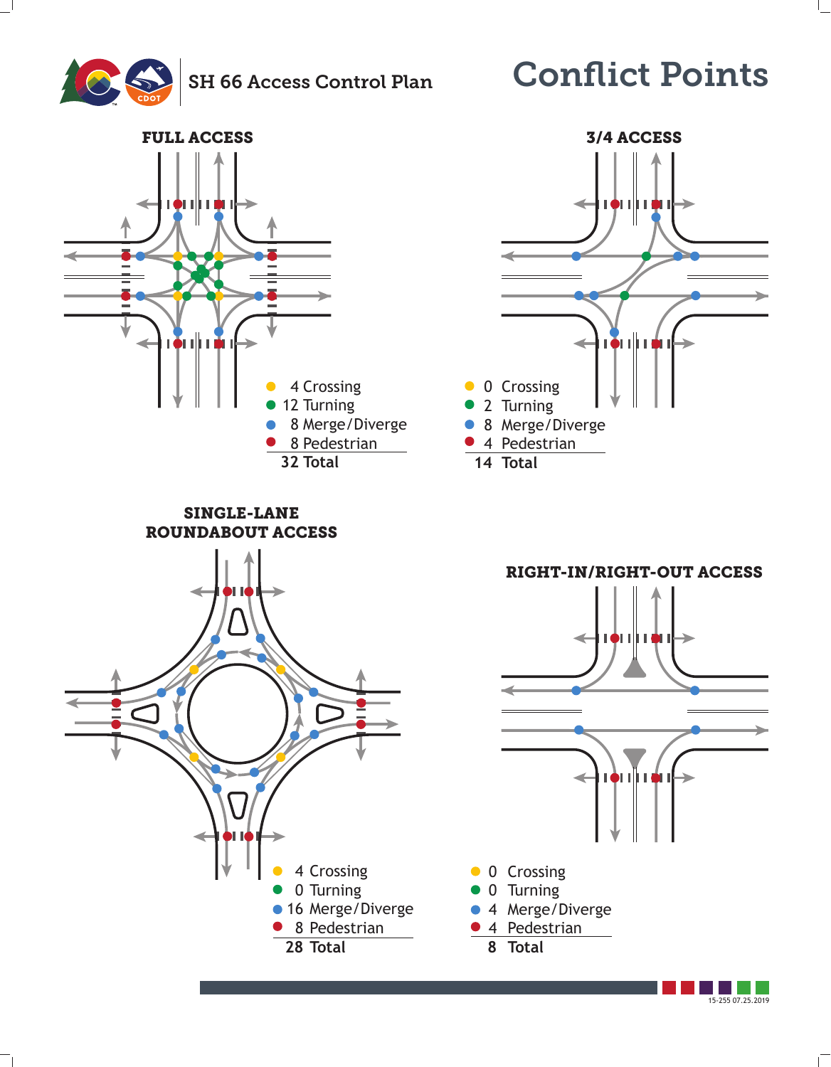SH 66 Access Control Plan

# Conflict Points

## FULL ACCESS

4 Crossing
12 Turning
8 Merge/Diverge
8 Pedestrian
32 Total

## 3/4 ACCESS

0 Crossing
2 Turning
8 Merge/Diverge
4 Pedestrian
14 Total

## SINGLE-LANE ROUNDABOUT ACCESS

4 Crossing
0 Turning
16 Merge/Diverge
8 Pedestrian
28 Total

## RIGHT-IN/RIGHT-OUT ACCESS

0 Crossing
0 Turning
4 Merge/Diverge
4 Pedestrian
8 Total

15-255 07.25.2019